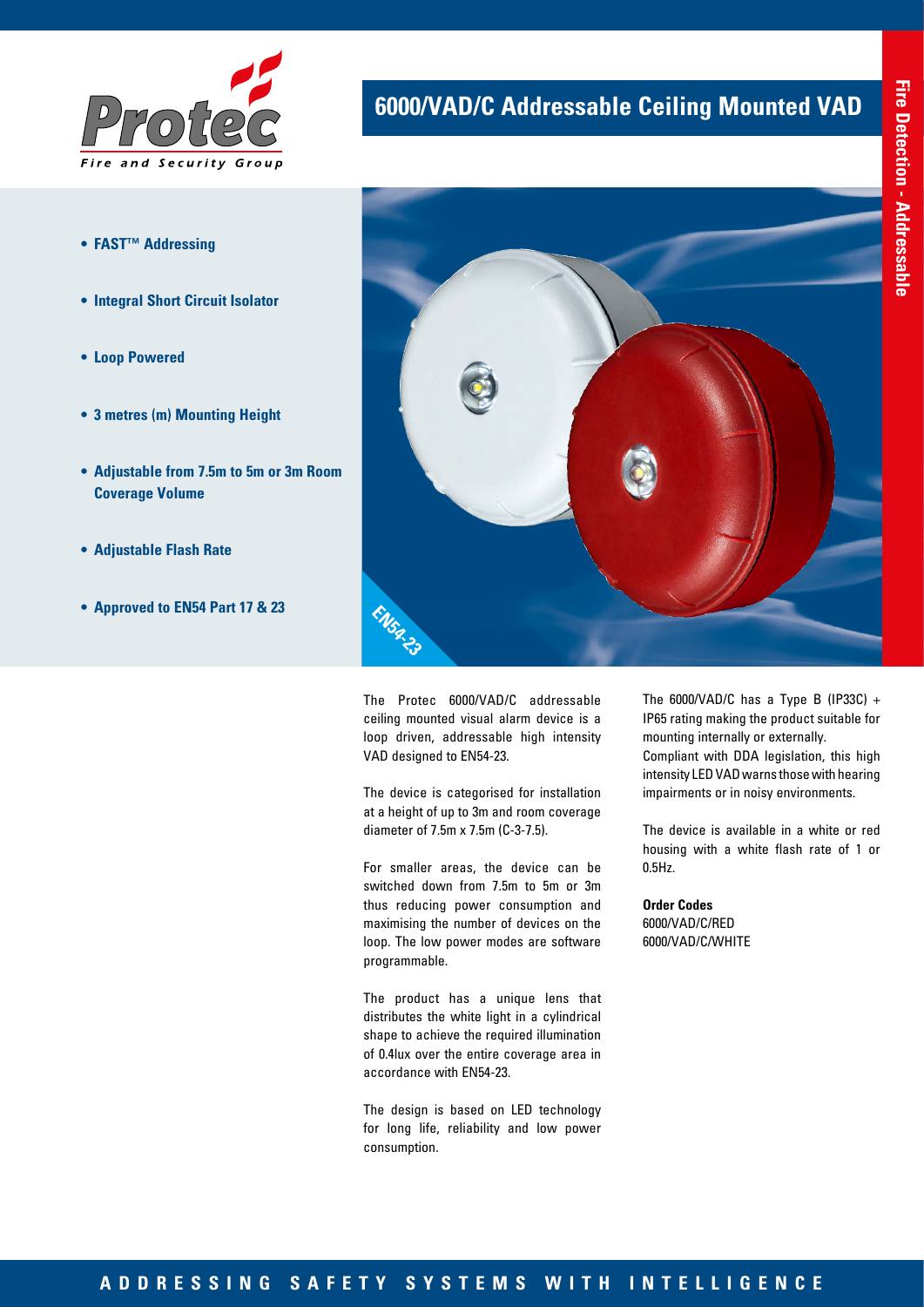# 6000/VAD/C Addressable Ceiling Mounted VAD

Fire Detection - Addressable

- **FAST™ Addressing**
- **Integral Short Circuit Isolator**
- **Loop Powered**
- **3 metres (m) Mounting Height**
- **Adjustable from 7.5m to 5m or 3m Room Coverage Volume**
- **Adjustable Flash Rate**
- **Approved to EN54 Part 17 & 23**

EN54-23

The Protec 6000/VAD/C addressable ceiling mounted visual alarm device is a loop driven, addressable high intensity VAD designed to EN54-23.

The device is categorised for installation at a height of up to 3m and room coverage diameter of 7.5m x 7.5m (C-3-7.5).

For smaller areas, the device can be switched down from 7.5m to 5m or 3m thus reducing power consumption and maximising the number of devices on the loop. The low power modes are software programmable.

The product has a unique lens that distributes the white light in a cylindrical shape to achieve the required illumination of 0.4lux over the entire coverage area in accordance with EN54-23.

The design is based on LED technology for long life, reliability and low power consumption.

The 6000/VAD/C has a Type B (IP33C) + IP65 rating making the product suitable for mounting internally or externally.
Compliant with DDA legislation, this high intensity LED VAD warns those with hearing impairments or in noisy environments.

The device is available in a white or red housing with a white flash rate of 1 or 0.5Hz.

**Order Codes**
6000/VAD/C/RED
6000/VAD/C/WHITE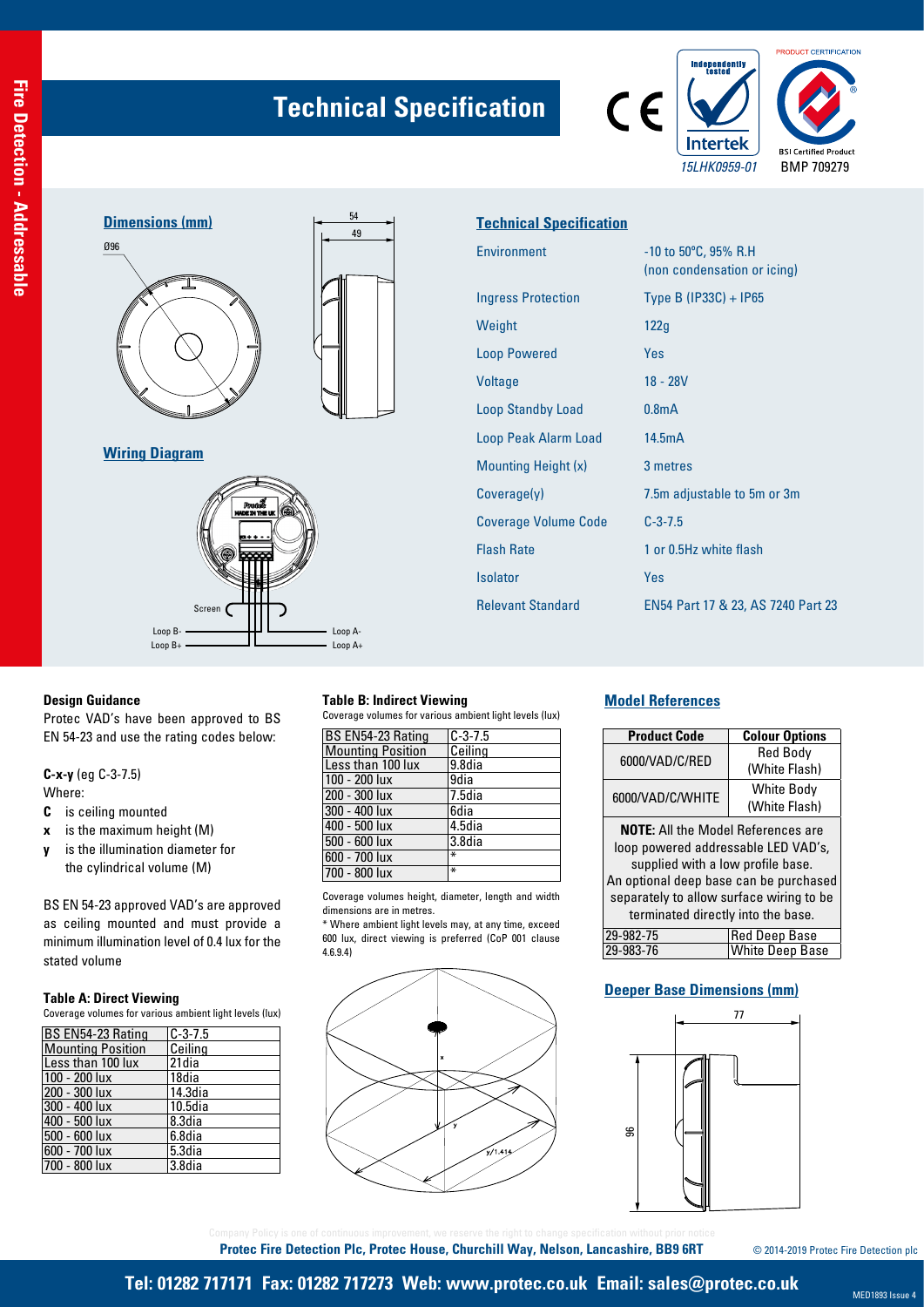# Technical Specification

15LHK0959-01

BMP 709279

## Dimensions (mm)

Ø96

54

49

## Wiring Diagram

Screen

Loop B-

Loop B+

Loop A-

Loop A+

## Technical Specification

| | |
|---|---|
| Environment | -10 to 50ºC, 95% R.H (non condensation or icing) |
| Ingress Protection | Type B (IP33C) + IP65 |
| Weight | 122g |
| Loop Powered | Yes |
| Voltage | 18 - 28V |
| Loop Standby Load | 0.8mA |
| Loop Peak Alarm Load | 14.5mA |
| Mounting Height (x) | 3 metres |
| Coverage(y) | 7.5m adjustable to 5m or 3m |
| Coverage Volume Code | C-3-7.5 |
| Flash Rate | 1 or 0.5Hz white flash |
| Isolator | Yes |
| Relevant Standard | EN54 Part 17 & 23, AS 7240 Part 23 |

### Design Guidance

Protec VAD's have been approved to BS EN 54-23 and use the rating codes below:

**C-x-y** (eg C-3-7.5)

Where:

- **C** is ceiling mounted
- **x** is the maximum height (M)
- **y** is the illumination diameter for the cylindrical volume (M)

BS EN 54-23 approved VAD's are approved as ceiling mounted and must provide a minimum illumination level of 0.4 lux for the stated volume

### Table A: Direct Viewing

Coverage volumes for various ambient light levels (lux)

| BS EN54-23 Rating | C-3-7.5 |
|---|---|
| Mounting Position | Ceiling |
| Less than 100 lux | 21dia |
| 100 - 200 lux | 18dia |
| 200 - 300 lux | 14.3dia |
| 300 - 400 lux | 10.5dia |
| 400 - 500 lux | 8.3dia |
| 500 - 600 lux | 6.8dia |
| 600 - 700 lux | 5.3dia |
| 700 - 800 lux | 3.8dia |

### Table B: Indirect Viewing

Coverage volumes for various ambient light levels (lux)

| BS EN54-23 Rating | C-3-7.5 |
|---|---|
| Mounting Position | Ceiling |
| Less than 100 lux | 9.8dia |
| 100 - 200 lux | 9dia |
| 200 - 300 lux | 7.5dia |
| 300 - 400 lux | 6dia |
| 400 - 500 lux | 4.5dia |
| 500 - 600 lux | 3.8dia |
| 600 - 700 lux | * |
| 700 - 800 lux | * |

Coverage volumes height, diameter, length and width dimensions are in metres.

* Where ambient light levels may, at any time, exceed 600 lux, direct viewing is preferred (CoP 001 clause 4.6.9.4)

x

y

y/1.414

## Model References

| Product Code | Colour Options |
|---|---|
| 6000/VAD/C/RED | Red Body (White Flash) |
| 6000/VAD/C/WHITE | White Body (White Flash) |

**NOTE:** All the Model References are loop powered addressable LED VAD's, supplied with a low profile base. An optional deep base can be purchased separately to allow surface wiring to be terminated directly into the base.

| | |
|---|---|
| 29-982-75 | Red Deep Base |
| 29-983-76 | White Deep Base |

## Deeper Base Dimensions (mm)

77

96

Company Policy is one of continuous improvement, we reserve the right to change specification without prior notice

**Protec Fire Detection Plc, Protec House, Churchill Way, Nelson, Lancashire, BB9 6RT**

© 2014-2019 Protec Fire Detection plc

**Tel: 01282 717171 Fax: 01282 717273 Web: www.protec.co.uk Email: sales@protec.co.uk**

MED1893 Issue 4